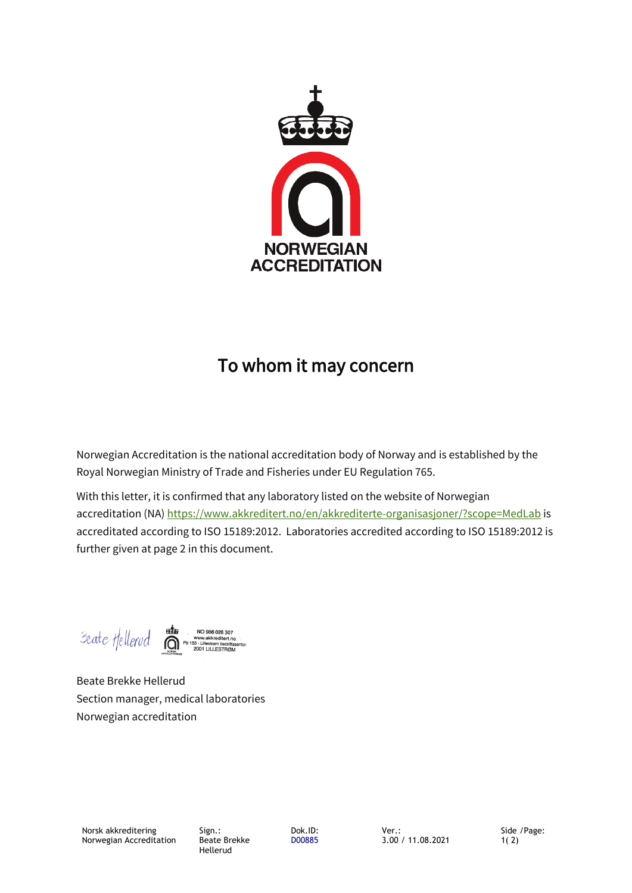NORWEGIAN ACCREDITATION

# To whom it may concern

Norwegian Accreditation is the national accreditation body of Norway and is established by the Royal Norwegian Ministry of Trade and Fisheries under EU Regulation 765.

With this letter, it is confirmed that any laboratory listed on the website of Norwegian accreditation (NA) [https://www.akkreditert.no/en/akkrediterte-organisasjoner/?scope=MedLab](https://www.akkreditert.no/en/akkrediterte-organisasjoner/?scope=MedLab) is accreditated according to ISO 15189:2012. Laboratories accredited according to ISO 15189:2012 is further given at page 2 in this document.

Beate Hellerud

NO 986 028 307
www.akkreditert.no
Pb 155 - Lillestrøm bedriftssenter
2001 LILLESTRØM

Beate Brekke Hellerud
Section manager, medical laboratories
Norwegian accreditation

| Norsk akkreditering Norwegian Accreditation | Sign.: Beate Brekke Hellerud | Dok.ID: D00885 | Ver.: 3.00 / 11.08.2021 |
|---|---|---|---|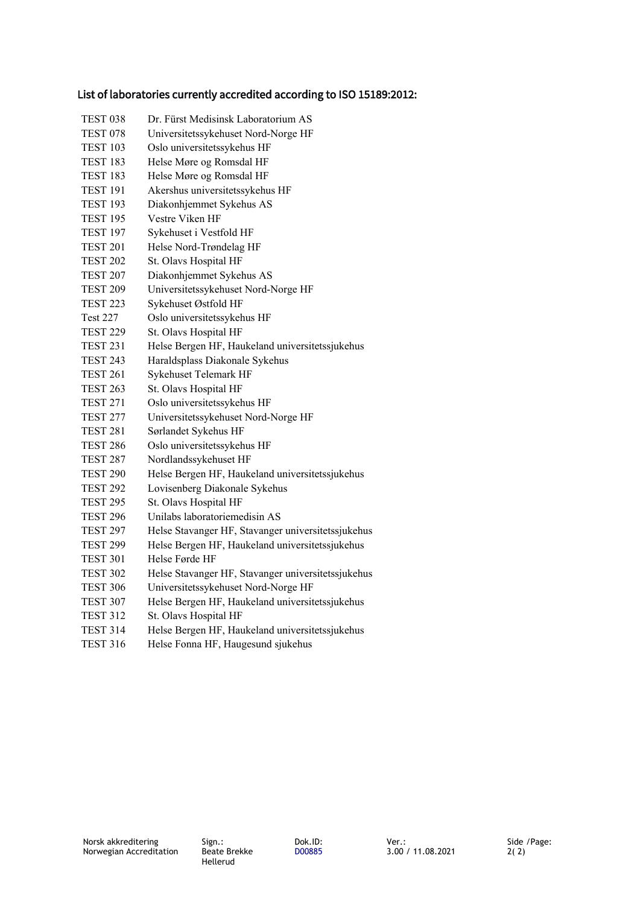## List of laboratories currently accredited according to ISO 15189:2012:

| | |
|---|---|
| TEST 038 | Dr. Fürst Medisinsk Laboratorium AS |
| TEST 078 | Universitetssykehuset Nord-Norge HF |
| TEST 103 | Oslo universitetssykehus HF |
| TEST 183 | Helse Møre og Romsdal HF |
| TEST 183 | Helse Møre og Romsdal HF |
| TEST 191 | Akershus universitetssykehus HF |
| TEST 193 | Diakonhjemmet Sykehus AS |
| TEST 195 | Vestre Viken HF |
| TEST 197 | Sykehuset i Vestfold HF |
| TEST 201 | Helse Nord-Trøndelag HF |
| TEST 202 | St. Olavs Hospital HF |
| TEST 207 | Diakonhjemmet Sykehus AS |
| TEST 209 | Universitetssykehuset Nord-Norge HF |
| TEST 223 | Sykehuset Østfold HF |
| Test 227 | Oslo universitetssykehus HF |
| TEST 229 | St. Olavs Hospital HF |
| TEST 231 | Helse Bergen HF, Haukeland universitetssjukehus |
| TEST 243 | Haraldsplass Diakonale Sykehus |
| TEST 261 | Sykehuset Telemark HF |
| TEST 263 | St. Olavs Hospital HF |
| TEST 271 | Oslo universitetssykehus HF |
| TEST 277 | Universitetssykehuset Nord-Norge HF |
| TEST 281 | Sørlandet Sykehus HF |
| TEST 286 | Oslo universitetssykehus HF |
| TEST 287 | Nordlandssykehuset HF |
| TEST 290 | Helse Bergen HF, Haukeland universitetssjukehus |
| TEST 292 | Lovisenberg Diakonale Sykehus |
| TEST 295 | St. Olavs Hospital HF |
| TEST 296 | Unilabs laboratoriemedisin AS |
| TEST 297 | Helse Stavanger HF, Stavanger universitetssjukehus |
| TEST 299 | Helse Bergen HF, Haukeland universitetssjukehus |
| TEST 301 | Helse Førde HF |
| TEST 302 | Helse Stavanger HF, Stavanger universitetssjukehus |
| TEST 306 | Universitetssykehuset Nord-Norge HF |
| TEST 307 | Helse Bergen HF, Haukeland universitetssjukehus |
| TEST 312 | St. Olavs Hospital HF |
| TEST 314 | Helse Bergen HF, Haukeland universitetssjukehus |
| TEST 316 | Helse Fonna HF, Haugesund sjukehus |